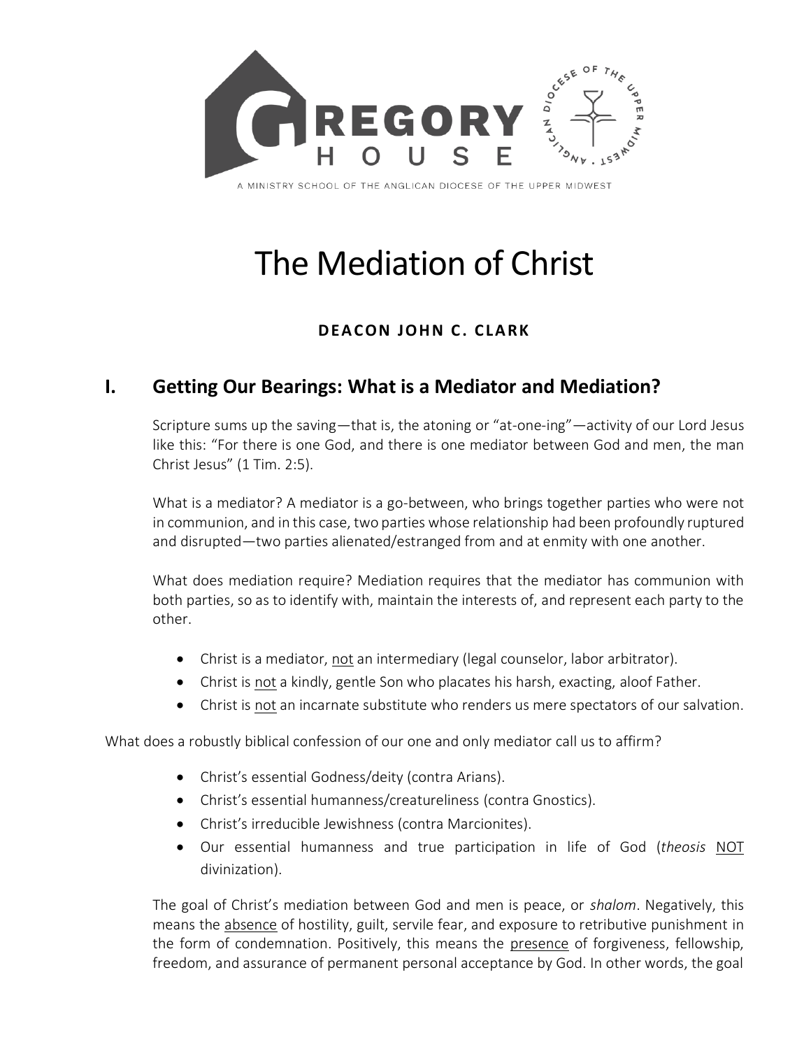GREGORY HOUSE

A MINISTRY SCHOOL OF THE ANGLICAN DIOCESE OF THE UPPER MIDWEST

# The Mediation of Christ

**DEACON JOHN C. CLARK**

## I. Getting Our Bearings: What is a Mediator and Mediation?

Scripture sums up the saving—that is, the atoning or "at-one-ing"—activity of our Lord Jesus like this: "For there is one God, and there is one mediator between God and men, the man Christ Jesus" (1 Tim. 2:5).

What is a mediator? A mediator is a go-between, who brings together parties who were not in communion, and in this case, two parties whose relationship had been profoundly ruptured and disrupted—two parties alienated/estranged from and at enmity with one another.

What does mediation require? Mediation requires that the mediator has communion with both parties, so as to identify with, maintain the interests of, and represent each party to the other.

- Christ is a mediator, <u>not</u> an intermediary (legal counselor, labor arbitrator).
- Christ is <u>not</u> a kindly, gentle Son who placates his harsh, exacting, aloof Father.
- Christ is <u>not</u> an incarnate substitute who renders us mere spectators of our salvation.

What does a robustly biblical confession of our one and only mediator call us to affirm?

- Christ's essential Godness/deity (contra Arians).
- Christ's essential humanness/creatureliness (contra Gnostics).
- Christ's irreducible Jewishness (contra Marcionites).
- Our essential humanness and true participation in life of God (*theosis* <u>NOT</u> divinization).

The goal of Christ's mediation between God and men is peace, or *shalom*. Negatively, this means the <u>absence</u> of hostility, guilt, servile fear, and exposure to retributive punishment in the form of condemnation. Positively, this means the <u>presence</u> of forgiveness, fellowship, freedom, and assurance of permanent personal acceptance by God. In other words, the goal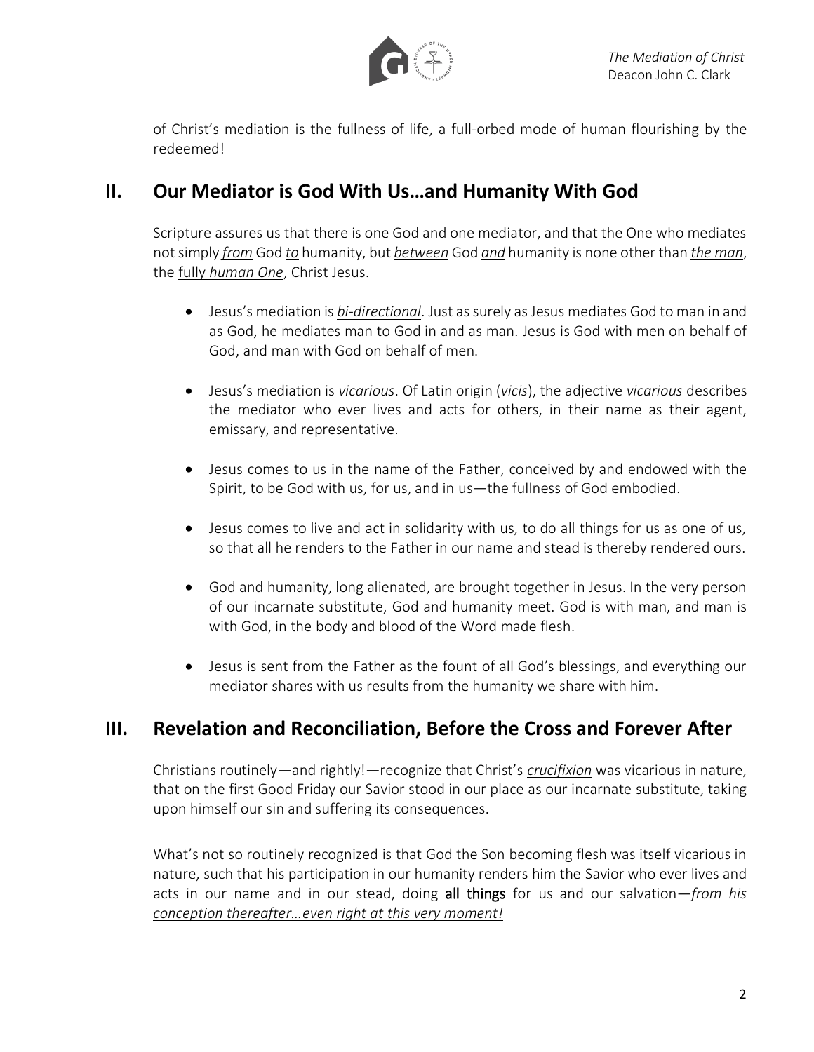of Christ's mediation is the fullness of life, a full-orbed mode of human flourishing by the redeemed!

## II. Our Mediator is God With Us…and Humanity With God

Scripture assures us that there is one God and one mediator, and that the One who mediates not simply <u>*from*</u> God <u>*to*</u> humanity, but <u>*between*</u> God <u>*and*</u> humanity is none other than <u>*the man*</u>, the <u>fully *human One*</u>, Christ Jesus.

- Jesus's mediation is <u>*bi-directional*</u>. Just as surely as Jesus mediates God to man in and as God, he mediates man to God in and as man. Jesus is God with men on behalf of God, and man with God on behalf of men.

- Jesus's mediation is <u>*vicarious*</u>. Of Latin origin (*vicis*), the adjective *vicarious* describes the mediator who ever lives and acts for others, in their name as their agent, emissary, and representative.

- Jesus comes to us in the name of the Father, conceived by and endowed with the Spirit, to be God with us, for us, and in us—the fullness of God embodied.

- Jesus comes to live and act in solidarity with us, to do all things for us as one of us, so that all he renders to the Father in our name and stead is thereby rendered ours.

- God and humanity, long alienated, are brought together in Jesus. In the very person of our incarnate substitute, God and humanity meet. God is with man, and man is with God, in the body and blood of the Word made flesh.

- Jesus is sent from the Father as the fount of all God's blessings, and everything our mediator shares with us results from the humanity we share with him.

## III. Revelation and Reconciliation, Before the Cross and Forever After

Christians routinely—and rightly!—recognize that Christ's <u>*crucifixion*</u> was vicarious in nature, that on the first Good Friday our Savior stood in our place as our incarnate substitute, taking upon himself our sin and suffering its consequences.

What's not so routinely recognized is that God the Son becoming flesh was itself vicarious in nature, such that his participation in our humanity renders him the Savior who ever lives and acts in our name and in our stead, doing **all things** for us and our salvation—<u>*from his conception thereafter…even right at this very moment!*</u>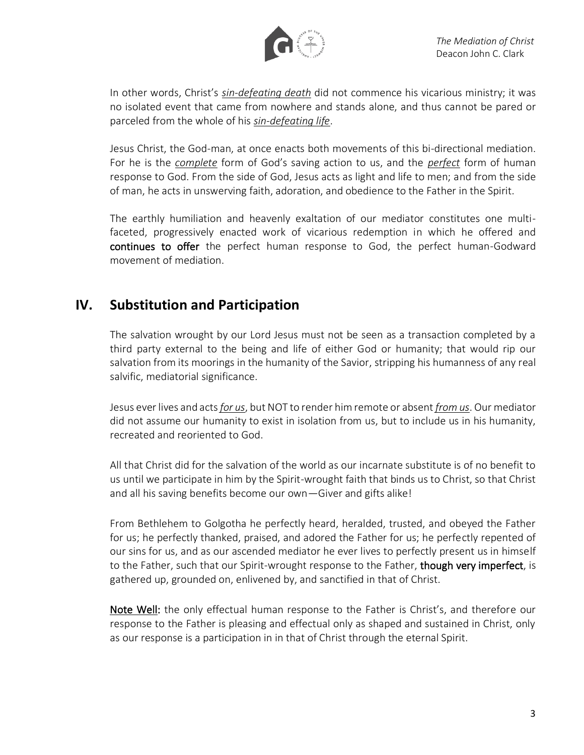In other words, Christ's ***sin-defeating death*** did not commence his vicarious ministry; it was no isolated event that came from nowhere and stands alone, and thus cannot be pared or parceled from the whole of his ***sin-defeating life***.

Jesus Christ, the God-man, at once enacts both movements of this bi-directional mediation. For he is the ***complete*** form of God's saving action to us, and the ***perfect*** form of human response to God. From the side of God, Jesus acts as light and life to men; and from the side of man, he acts in unswerving faith, adoration, and obedience to the Father in the Spirit.

The earthly humiliation and heavenly exaltation of our mediator constitutes one multi-faceted, progressively enacted work of vicarious redemption in which he offered and **continues to offer** the perfect human response to God, the perfect human-Godward movement of mediation.

## IV. Substitution and Participation

The salvation wrought by our Lord Jesus must not be seen as a transaction completed by a third party external to the being and life of either God or humanity; that would rip our salvation from its moorings in the humanity of the Savior, stripping his humanness of any real salvific, mediatorial significance.

Jesus ever lives and acts ***for us***, but NOT to render him remote or absent ***from us***. Our mediator did not assume our humanity to exist in isolation from us, but to include us in his humanity, recreated and reoriented to God.

All that Christ did for the salvation of the world as our incarnate substitute is of no benefit to us until we participate in him by the Spirit-wrought faith that binds us to Christ, so that Christ and all his saving benefits become our own—Giver and gifts alike!

From Bethlehem to Golgotha he perfectly heard, heralded, trusted, and obeyed the Father for us; he perfectly thanked, praised, and adored the Father for us; he perfectly repented of our sins for us, and as our ascended mediator he ever lives to perfectly present us in himself to the Father, such that our Spirit-wrought response to the Father, **though very imperfect**, is gathered up, grounded on, enlivened by, and sanctified in that of Christ.

**Note Well:** the only effectual human response to the Father is Christ's, and therefore our response to the Father is pleasing and effectual only as shaped and sustained in Christ, only as our response is a participation in in that of Christ through the eternal Spirit.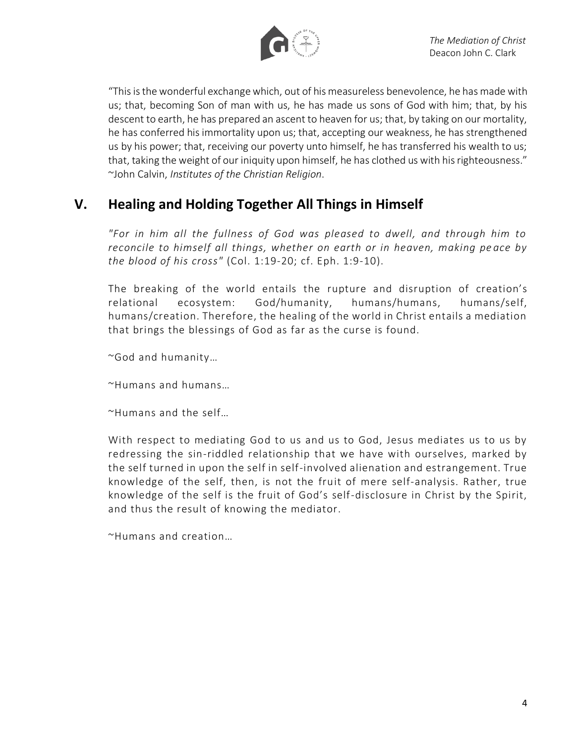"This is the wonderful exchange which, out of his measureless benevolence, he has made with us; that, becoming Son of man with us, he has made us sons of God with him; that, by his descent to earth, he has prepared an ascent to heaven for us; that, by taking on our mortality, he has conferred his immortality upon us; that, accepting our weakness, he has strengthened us by his power; that, receiving our poverty unto himself, he has transferred his wealth to us; that, taking the weight of our iniquity upon himself, he has clothed us with his righteousness." ~John Calvin, *Institutes of the Christian Religion*.

## V. Healing and Holding Together All Things in Himself

*"For in him all the fullness of God was pleased to dwell, and through him to reconcile to himself all things, whether on earth or in heaven, making peace by the blood of his cross"* (Col. 1:19-20; cf. Eph. 1:9-10).

The breaking of the world entails the rupture and disruption of creation's relational ecosystem: God/humanity, humans/humans, humans/self, humans/creation. Therefore, the healing of the world in Christ entails a mediation that brings the blessings of God as far as the curse is found.

~God and humanity…

~Humans and humans…

~Humans and the self…

With respect to mediating God to us and us to God, Jesus mediates us to us by redressing the sin-riddled relationship that we have with ourselves, marked by the self turned in upon the self in self-involved alienation and estrangement. True knowledge of the self, then, is not the fruit of mere self-analysis. Rather, true knowledge of the self is the fruit of God's self-disclosure in Christ by the Spirit, and thus the result of knowing the mediator.

~Humans and creation…